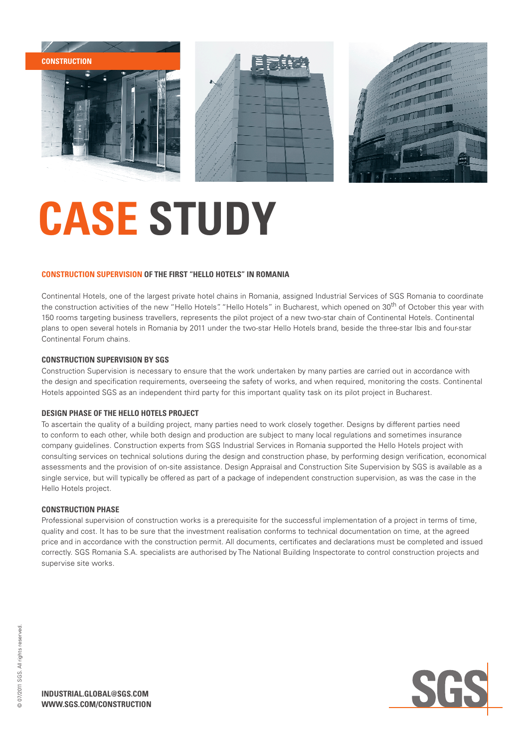CONSTRUCTION

# CASE STUDY

## CONSTRUCTION SUPERVISION OF THE FIRST "HELLO HOTELS" IN ROMANIA

Continental Hotels, one of the largest private hotel chains in Romania, assigned Industrial Services of SGS Romania to coordinate the construction activities of the new "Hello Hotels". "Hello Hotels" in Bucharest, which opened on 30th of October this year with 150 rooms targeting business travellers, represents the pilot project of a new two-star chain of Continental Hotels. Continental plans to open several hotels in Romania by 2011 under the two-star Hello Hotels brand, beside the three-star Ibis and four-star Continental Forum chains.

### CONSTRUCTION SUPERVISION BY SGS

Construction Supervision is necessary to ensure that the work undertaken by many parties are carried out in accordance with the design and specification requirements, overseeing the safety of works, and when required, monitoring the costs. Continental Hotels appointed SGS as an independent third party for this important quality task on its pilot project in Bucharest.

### DESIGN PHASE OF THE HELLO HOTELS PROJECT

To ascertain the quality of a building project, many parties need to work closely together. Designs by different parties need to conform to each other, while both design and production are subject to many local regulations and sometimes insurance company guidelines. Construction experts from SGS Industrial Services in Romania supported the Hello Hotels project with consulting services on technical solutions during the design and construction phase, by performing design verification, economical assessments and the provision of on-site assistance. Design Appraisal and Construction Site Supervision by SGS is available as a single service, but will typically be offered as part of a package of independent construction supervision, as was the case in the Hello Hotels project.

### CONSTRUCTION PHASE

Professional supervision of construction works is a prerequisite for the successful implementation of a project in terms of time, quality and cost. It has to be sure that the investment realisation conforms to technical documentation on time, at the agreed price and in accordance with the construction permit. All documents, certificates and declarations must be completed and issued correctly. SGS Romania S.A. specialists are authorised by The National Building Inspectorate to control construction projects and supervise site works.

© 07/2011 SGS. All rights reserved.

**INDUSTRIAL.GLOBAL@SGS.COM**
**WWW.SGS.COM/CONSTRUCTION**

SGS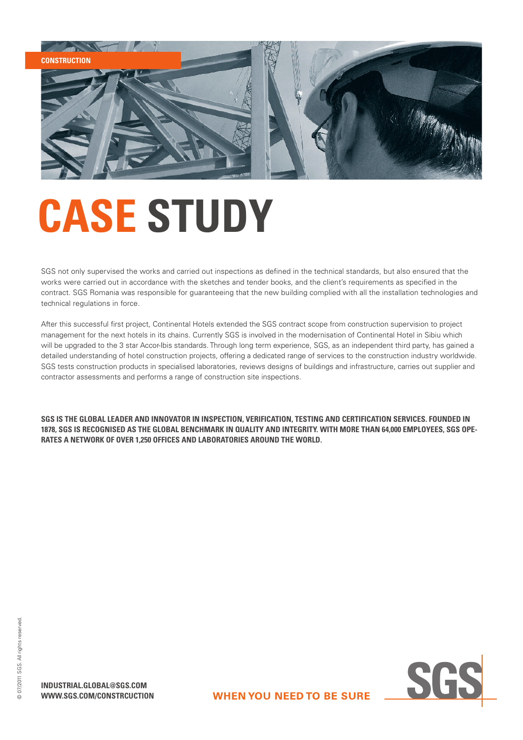CONSTRUCTION

# CASE STUDY

SGS not only supervised the works and carried out inspections as defined in the technical standards, but also ensured that the works were carried out in accordance with the sketches and tender books, and the client's requirements as specified in the contract. SGS Romania was responsible for guaranteeing that the new building complied with all the installation technologies and technical regulations in force.

After this successful first project, Continental Hotels extended the SGS contract scope from construction supervision to project management for the next hotels in its chains. Currently SGS is involved in the modernisation of Continental Hotel in Sibiu which will be upgraded to the 3 star Accor-Ibis standards. Through long term experience, SGS, as an independent third party, has gained a detailed understanding of hotel construction projects, offering a dedicated range of services to the construction industry worldwide. SGS tests construction products in specialised laboratories, reviews designs of buildings and infrastructure, carries out supplier and contractor assessments and performs a range of construction site inspections.

**SGS IS THE GLOBAL LEADER AND INNOVATOR IN INSPECTION, VERIFICATION, TESTING AND CERTIFICATION SERVICES. FOUNDED IN 1878, SGS IS RECOGNISED AS THE GLOBAL BENCHMARK IN QUALITY AND INTEGRITY. WITH MORE THAN 64,000 EMPLOYEES, SGS OPERATES A NETWORK OF OVER 1,250 OFFICES AND LABORATORIES AROUND THE WORLD.**

© 07/2011 SGS. All rights reserved.

**INDUSTRIAL.GLOBAL@SGS.COM**
**WWW.SGS.COM/CONSTRCUCTION**

**WHEN YOU NEED TO BE SURE**

SGS